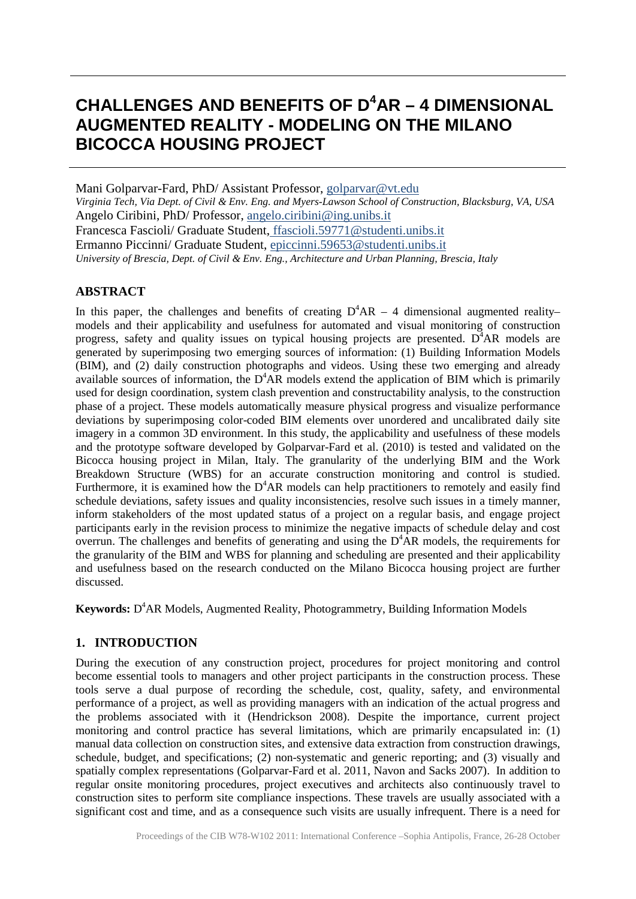# CHALLENGES AND BENEFITS OF D$^4$AR – 4 DIMENSIONAL AUGMENTED REALITY - MODELING ON THE MILANO BICOCCA HOUSING PROJECT

Mani Golparvar-Fard, PhD/ Assistant Professor, golparvar@vt.edu
*Virginia Tech, Via Dept. of Civil & Env. Eng. and Myers-Lawson School of Construction, Blacksburg, VA, USA*
Angelo Ciribini, PhD/ Professor, angelo.ciribini@ing.unibs.it
Francesca Fascioli/ Graduate Student, ffascioli.59771@studenti.unibs.it
Ermanno Piccinni/ Graduate Student, epiccinni.59653@studenti.unibs.it
*University of Brescia, Dept. of Civil & Env. Eng., Architecture and Urban Planning, Brescia, Italy*

## ABSTRACT

In this paper, the challenges and benefits of creating D$^4$AR – 4 dimensional augmented reality– models and their applicability and usefulness for automated and visual monitoring of construction progress, safety and quality issues on typical housing projects are presented. D$^4$AR models are generated by superimposing two emerging sources of information: (1) Building Information Models (BIM), and (2) daily construction photographs and videos. Using these two emerging and already available sources of information, the D$^4$AR models extend the application of BIM which is primarily used for design coordination, system clash prevention and constructability analysis, to the construction phase of a project. These models automatically measure physical progress and visualize performance deviations by superimposing color-coded BIM elements over unordered and uncalibrated daily site imagery in a common 3D environment. In this study, the applicability and usefulness of these models and the prototype software developed by Golparvar-Fard et al. (2010) is tested and validated on the Bicocca housing project in Milan, Italy. The granularity of the underlying BIM and the Work Breakdown Structure (WBS) for an accurate construction monitoring and control is studied. Furthermore, it is examined how the D$^4$AR models can help practitioners to remotely and easily find schedule deviations, safety issues and quality inconsistencies, resolve such issues in a timely manner, inform stakeholders of the most updated status of a project on a regular basis, and engage project participants early in the revision process to minimize the negative impacts of schedule delay and cost overrun. The challenges and benefits of generating and using the D$^4$AR models, the requirements for the granularity of the BIM and WBS for planning and scheduling are presented and their applicability and usefulness based on the research conducted on the Milano Bicocca housing project are further discussed.

**Keywords:** D$^4$AR Models, Augmented Reality, Photogrammetry, Building Information Models

## 1. INTRODUCTION

During the execution of any construction project, procedures for project monitoring and control become essential tools to managers and other project participants in the construction process. These tools serve a dual purpose of recording the schedule, cost, quality, safety, and environmental performance of a project, as well as providing managers with an indication of the actual progress and the problems associated with it (Hendrickson 2008). Despite the importance, current project monitoring and control practice has several limitations, which are primarily encapsulated in: (1) manual data collection on construction sites, and extensive data extraction from construction drawings, schedule, budget, and specifications; (2) non-systematic and generic reporting; and (3) visually and spatially complex representations (Golparvar-Fard et al. 2011, Navon and Sacks 2007). In addition to regular onsite monitoring procedures, project executives and architects also continuously travel to construction sites to perform site compliance inspections. These travels are usually associated with a significant cost and time, and as a consequence such visits are usually infrequent. There is a need for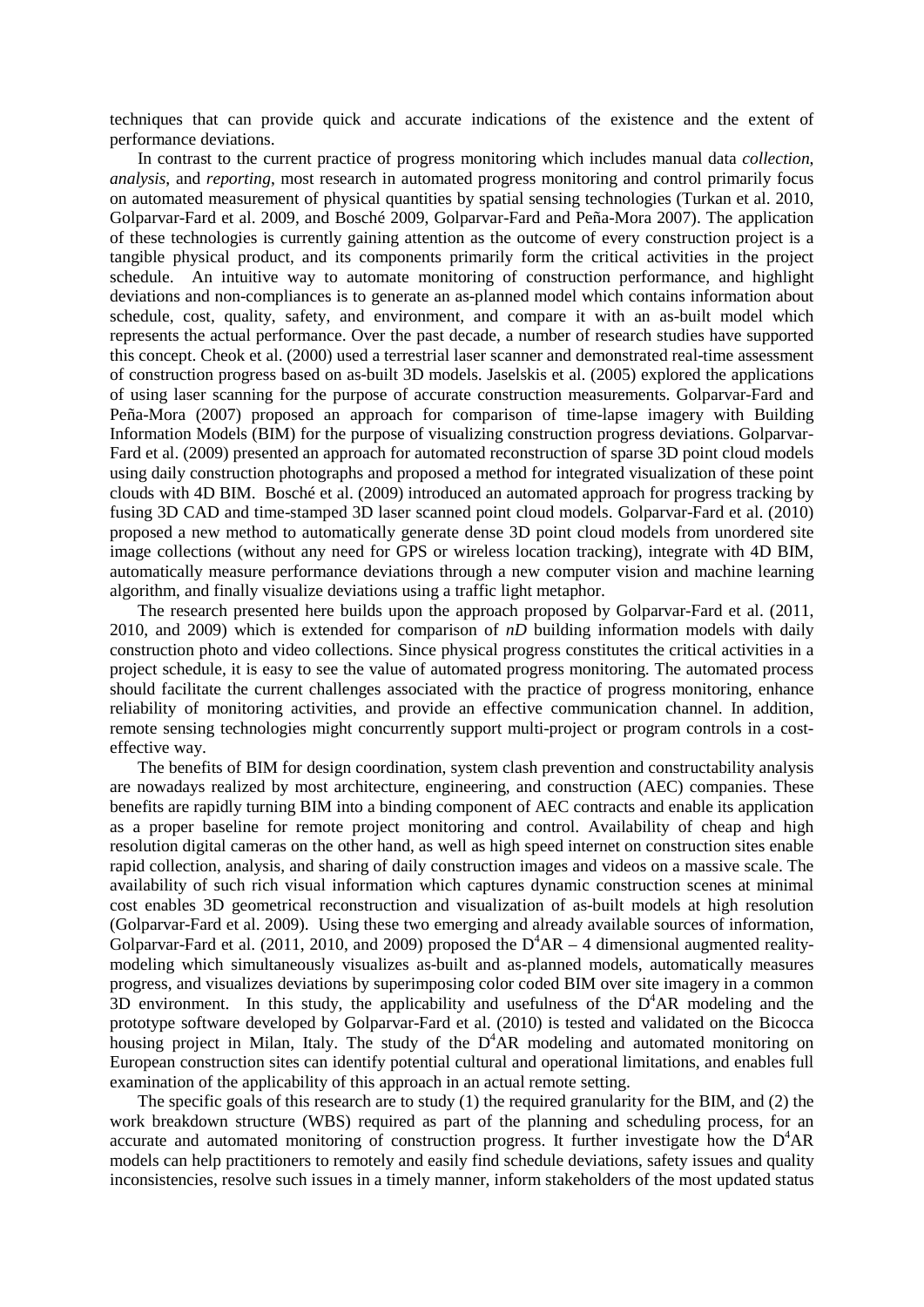techniques that can provide quick and accurate indications of the existence and the extent of performance deviations.

In contrast to the current practice of progress monitoring which includes manual data *collection*, *analysis*, and *reporting*, most research in automated progress monitoring and control primarily focus on automated measurement of physical quantities by spatial sensing technologies (Turkan et al. 2010, Golparvar-Fard et al. 2009, and Bosché 2009, Golparvar-Fard and Peña-Mora 2007). The application of these technologies is currently gaining attention as the outcome of every construction project is a tangible physical product, and its components primarily form the critical activities in the project schedule. An intuitive way to automate monitoring of construction performance, and highlight deviations and non-compliances is to generate an as-planned model which contains information about schedule, cost, quality, safety, and environment, and compare it with an as-built model which represents the actual performance. Over the past decade, a number of research studies have supported this concept. Cheok et al. (2000) used a terrestrial laser scanner and demonstrated real-time assessment of construction progress based on as-built 3D models. Jaselskis et al. (2005) explored the applications of using laser scanning for the purpose of accurate construction measurements. Golparvar-Fard and Peña-Mora (2007) proposed an approach for comparison of time-lapse imagery with Building Information Models (BIM) for the purpose of visualizing construction progress deviations. Golparvar-Fard et al. (2009) presented an approach for automated reconstruction of sparse 3D point cloud models using daily construction photographs and proposed a method for integrated visualization of these point clouds with 4D BIM. Bosché et al. (2009) introduced an automated approach for progress tracking by fusing 3D CAD and time-stamped 3D laser scanned point cloud models. Golparvar-Fard et al. (2010) proposed a new method to automatically generate dense 3D point cloud models from unordered site image collections (without any need for GPS or wireless location tracking), integrate with 4D BIM, automatically measure performance deviations through a new computer vision and machine learning algorithm, and finally visualize deviations using a traffic light metaphor.

The research presented here builds upon the approach proposed by Golparvar-Fard et al. (2011, 2010, and 2009) which is extended for comparison of *nD* building information models with daily construction photo and video collections. Since physical progress constitutes the critical activities in a project schedule, it is easy to see the value of automated progress monitoring. The automated process should facilitate the current challenges associated with the practice of progress monitoring, enhance reliability of monitoring activities, and provide an effective communication channel. In addition, remote sensing technologies might concurrently support multi-project or program controls in a cost-effective way.

The benefits of BIM for design coordination, system clash prevention and constructability analysis are nowadays realized by most architecture, engineering, and construction (AEC) companies. These benefits are rapidly turning BIM into a binding component of AEC contracts and enable its application as a proper baseline for remote project monitoring and control. Availability of cheap and high resolution digital cameras on the other hand, as well as high speed internet on construction sites enable rapid collection, analysis, and sharing of daily construction images and videos on a massive scale. The availability of such rich visual information which captures dynamic construction scenes at minimal cost enables 3D geometrical reconstruction and visualization of as-built models at high resolution (Golparvar-Fard et al. 2009). Using these two emerging and already available sources of information, Golparvar-Fard et al. (2011, 2010, and 2009) proposed the $D^4AR$ – 4 dimensional augmented reality-modeling which simultaneously visualizes as-built and as-planned models, automatically measures progress, and visualizes deviations by superimposing color coded BIM over site imagery in a common 3D environment. In this study, the applicability and usefulness of the $D^4AR$ modeling and the prototype software developed by Golparvar-Fard et al. (2010) is tested and validated on the Bicocca housing project in Milan, Italy. The study of the $D^4AR$ modeling and automated monitoring on European construction sites can identify potential cultural and operational limitations, and enables full examination of the applicability of this approach in an actual remote setting.

The specific goals of this research are to study (1) the required granularity for the BIM, and (2) the work breakdown structure (WBS) required as part of the planning and scheduling process, for an accurate and automated monitoring of construction progress. It further investigate how the $D^4AR$ models can help practitioners to remotely and easily find schedule deviations, safety issues and quality inconsistencies, resolve such issues in a timely manner, inform stakeholders of the most updated status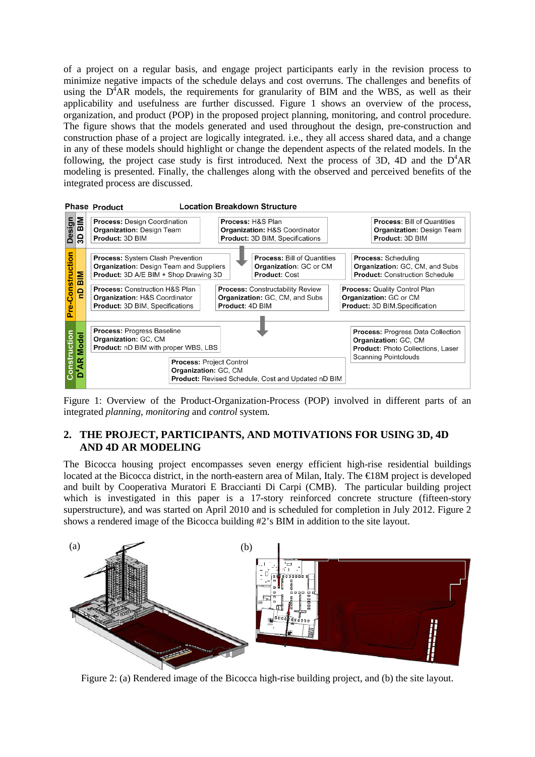of a project on a regular basis, and engage project participants early in the revision process to minimize negative impacts of the schedule delays and cost overruns. The challenges and benefits of using the $D^4$AR models, the requirements for granularity of BIM and the WBS, as well as their applicability and usefulness are further discussed. Figure 1 shows an overview of the process, organization, and product (POP) in the proposed project planning, monitoring, and control procedure. The figure shows that the models generated and used throughout the design, pre-construction and construction phase of a project are logically integrated. i.e., they all access shared data, and a change in any of these models should highlight or change the dependent aspects of the related models. In the following, the project case study is first introduced. Next the process of 3D, 4D and the $D^4$AR modeling is presented. Finally, the challenges along with the observed and perceived benefits of the integrated process are discussed.

| Phase | Product | Location Breakdown Structure | | |
|---|---|---|---|---|
| Design | 3D BIM | **Process:** Design Coordination<br>**Organization:** Design Team<br>**Product:** 3D BIM | **Process:** H&S Plan<br>**Organization:** H&S Coordinator<br>**Product:** 3D BIM, Specifications | **Process:** Bill of Quantities<br>**Organization:** Design Team<br>**Product:** 3D BIM |
| Pre-Construction | nD BIM | **Process:** System Clash Prevention<br>**Organization:** Design Team and Suppliers<br>**Product:** 3D A/E BIM + Shop Drawing 3D | **Process:** Bill of Quantities<br>**Organization:** GC or CM<br>**Product:** Cost | **Process:** Scheduling<br>**Organization:** GC, CM, and Subs<br>**Product:** Construction Schedule |
| | | **Process:** Construction H&S Plan<br>**Organization:** H&S Coordinator<br>**Product:** 3D BIM, Specifications | **Process:** Constructability Review<br>**Organization:** GC, CM, and Subs<br>**Product:** 4D BIM | **Process:** Quality Control Plan<br>**Organization:** GC or CM<br>**Product:** 3D BIM,Specification |
| Construction | $D^4$AR Model | **Process:** Progress Baseline<br>**Organization:** GC, CM<br>**Product:** nD BIM with proper WBS, LBS | **Process:** Project Control<br>**Organization:** GC, CM<br>**Product:** Revised Schedule, Cost and Updated nD BIM | **Process:** Progress Data Collection<br>**Organization:** GC, CM<br>**Product:** Photo Collections, Laser Scanning Pointclouds |

Figure 1: Overview of the Product-Organization-Process (POP) involved in different parts of an integrated *planning*, *monitoring* and *control* system.

## 2. THE PROJECT, PARTICIPANTS, AND MOTIVATIONS FOR USING 3D, 4D AND 4D AR MODELING

The Bicocca housing project encompasses seven energy efficient high-rise residential buildings located at the Bicocca district, in the north-eastern area of Milan, Italy. The €18M project is developed and built by Cooperativa Muratori E Braccianti Di Carpi (CMB). The particular building project which is investigated in this paper is a 17-story reinforced concrete structure (fifteen-story superstructure), and was started on April 2010 and is scheduled for completion in July 2012. Figure 2 shows a rendered image of the Bicocca building #2's BIM in addition to the site layout.

Figure 2: (a) Rendered image of the Bicocca high-rise building project, and (b) the site layout.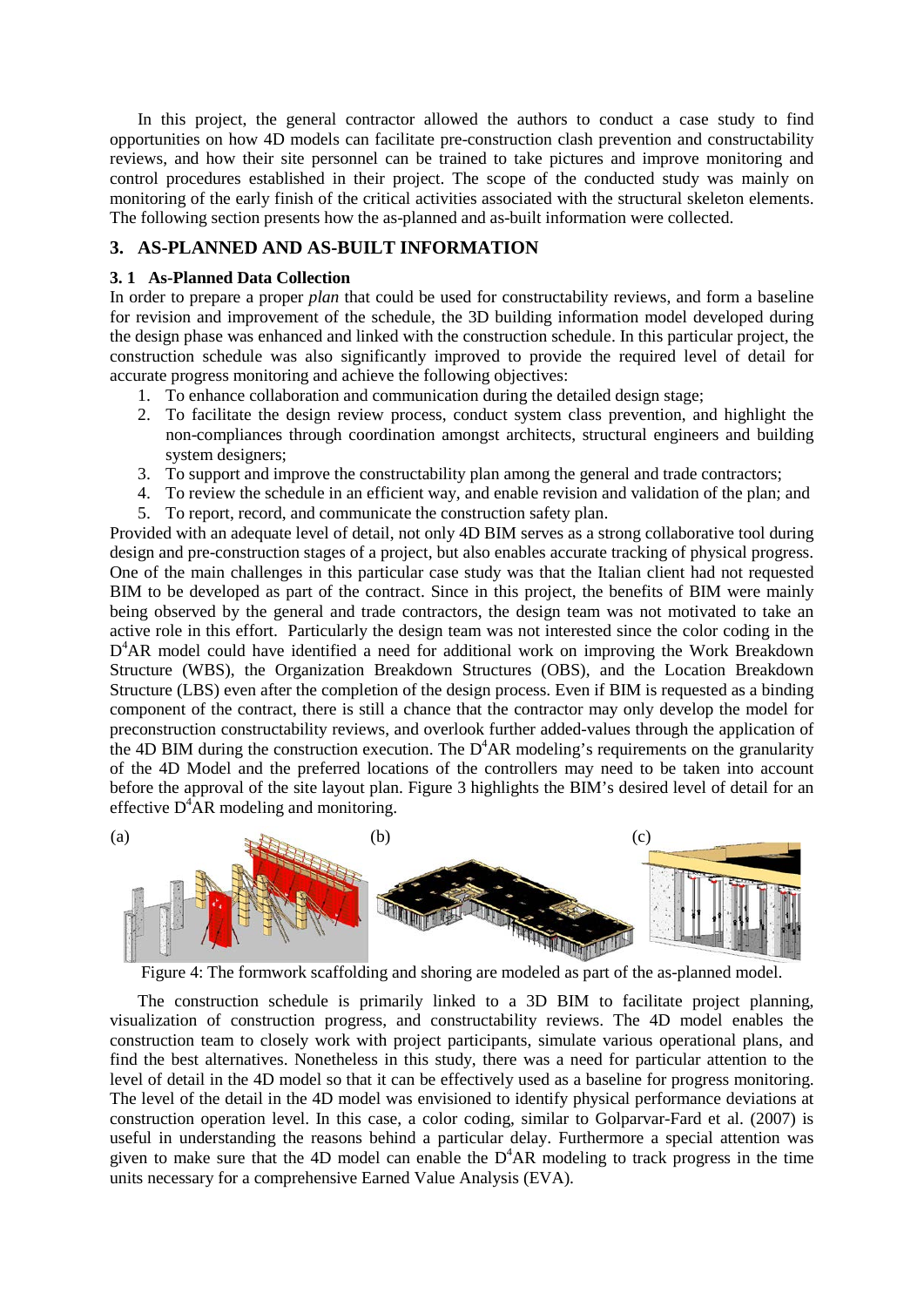In this project, the general contractor allowed the authors to conduct a case study to find opportunities on how 4D models can facilitate pre-construction clash prevention and constructability reviews, and how their site personnel can be trained to take pictures and improve monitoring and control procedures established in their project. The scope of the conducted study was mainly on monitoring of the early finish of the critical activities associated with the structural skeleton elements. The following section presents how the as-planned and as-built information were collected.

## 3. AS-PLANNED AND AS-BUILT INFORMATION

### 3. 1 As-Planned Data Collection

In order to prepare a proper *plan* that could be used for constructability reviews, and form a baseline for revision and improvement of the schedule, the 3D building information model developed during the design phase was enhanced and linked with the construction schedule. In this particular project, the construction schedule was also significantly improved to provide the required level of detail for accurate progress monitoring and achieve the following objectives:

1. To enhance collaboration and communication during the detailed design stage;
2. To facilitate the design review process, conduct system class prevention, and highlight the non-compliances through coordination amongst architects, structural engineers and building system designers;
3. To support and improve the constructability plan among the general and trade contractors;
4. To review the schedule in an efficient way, and enable revision and validation of the plan; and
5. To report, record, and communicate the construction safety plan.

Provided with an adequate level of detail, not only 4D BIM serves as a strong collaborative tool during design and pre-construction stages of a project, but also enables accurate tracking of physical progress. One of the main challenges in this particular case study was that the Italian client had not requested BIM to be developed as part of the contract. Since in this project, the benefits of BIM were mainly being observed by the general and trade contractors, the design team was not motivated to take an active role in this effort. Particularly the design team was not interested since the color coding in the $D^4$AR model could have identified a need for additional work on improving the Work Breakdown Structure (WBS), the Organization Breakdown Structures (OBS), and the Location Breakdown Structure (LBS) even after the completion of the design process. Even if BIM is requested as a binding component of the contract, there is still a chance that the contractor may only develop the model for preconstruction constructability reviews, and overlook further added-values through the application of the 4D BIM during the construction execution. The $D^4$AR modeling's requirements on the granularity of the 4D Model and the preferred locations of the controllers may need to be taken into account before the approval of the site layout plan. Figure 3 highlights the BIM's desired level of detail for an effective $D^4$AR modeling and monitoring.

(a) (b) (c)

Figure 4: The formwork scaffolding and shoring are modeled as part of the as-planned model.

The construction schedule is primarily linked to a 3D BIM to facilitate project planning, visualization of construction progress, and constructability reviews. The 4D model enables the construction team to closely work with project participants, simulate various operational plans, and find the best alternatives. Nonetheless in this study, there was a need for particular attention to the level of detail in the 4D model so that it can be effectively used as a baseline for progress monitoring. The level of the detail in the 4D model was envisioned to identify physical performance deviations at construction operation level. In this case, a color coding, similar to Golparvar-Fard et al. (2007) is useful in understanding the reasons behind a particular delay. Furthermore a special attention was given to make sure that the 4D model can enable the $D^4$AR modeling to track progress in the time units necessary for a comprehensive Earned Value Analysis (EVA).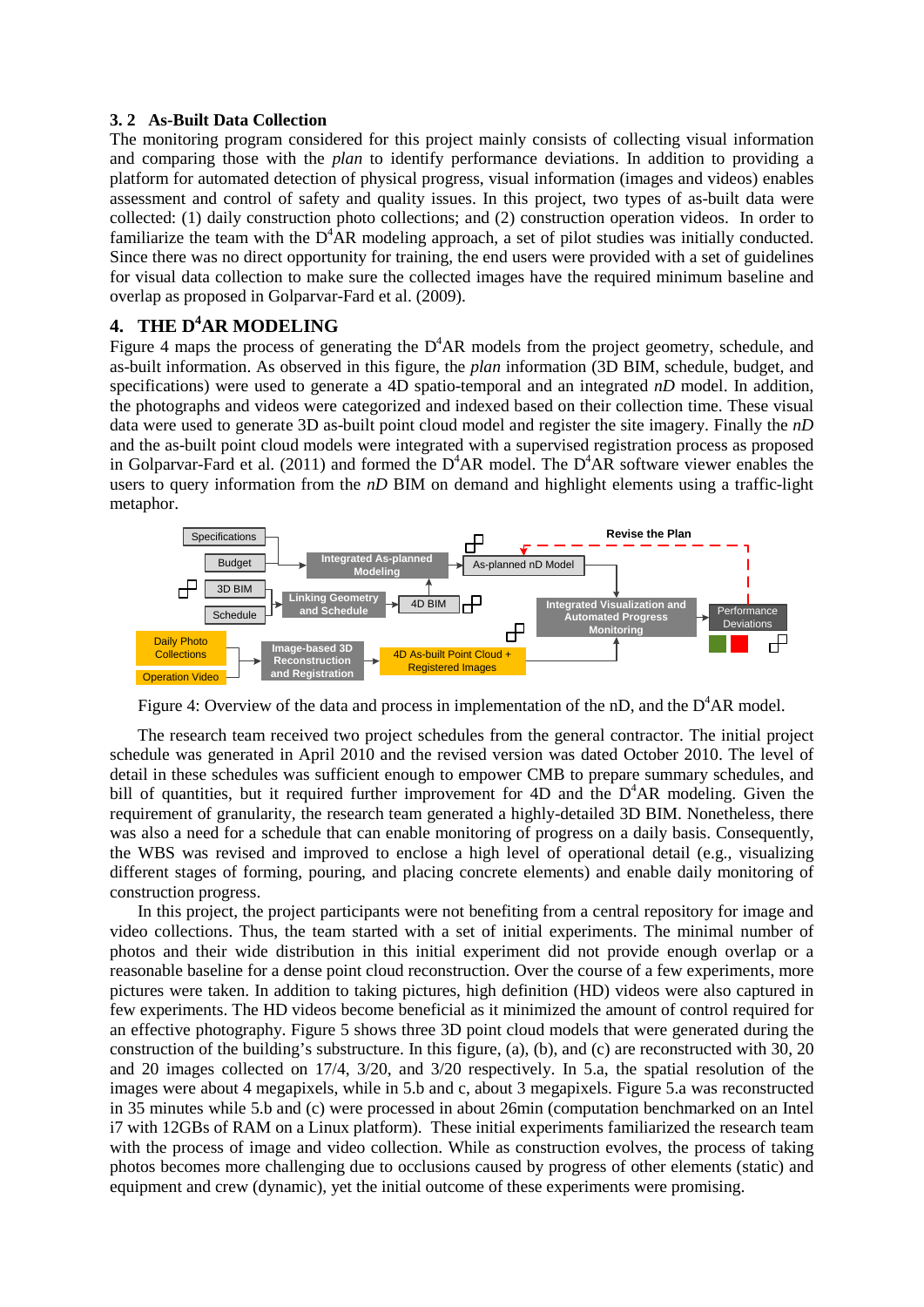### 3. 2 As-Built Data Collection

The monitoring program considered for this project mainly consists of collecting visual information and comparing those with the *plan* to identify performance deviations. In addition to providing a platform for automated detection of physical progress, visual information (images and videos) enables assessment and control of safety and quality issues. In this project, two types of as-built data were collected: (1) daily construction photo collections; and (2) construction operation videos. In order to familiarize the team with the D$^4$AR modeling approach, a set of pilot studies was initially conducted. Since there was no direct opportunity for training, the end users were provided with a set of guidelines for visual data collection to make sure the collected images have the required minimum baseline and overlap as proposed in Golparvar-Fard et al. (2009).

## 4. THE D$^4$AR MODELING

Figure 4 maps the process of generating the D$^4$AR models from the project geometry, schedule, and as-built information. As observed in this figure, the *plan* information (3D BIM, schedule, budget, and specifications) were used to generate a 4D spatio-temporal and an integrated *nD* model. In addition, the photographs and videos were categorized and indexed based on their collection time. These visual data were used to generate 3D as-built point cloud model and register the site imagery. Finally the *nD* and the as-built point cloud models were integrated with a supervised registration process as proposed in Golparvar-Fard et al. (2011) and formed the D$^4$AR model. The D$^4$AR software viewer enables the users to query information from the *nD* BIM on demand and highlight elements using a traffic-light metaphor.

Figure 4: Overview of the data and process in implementation of the nD, and the D$^4$AR model.

The research team received two project schedules from the general contractor. The initial project schedule was generated in April 2010 and the revised version was dated October 2010. The level of detail in these schedules was sufficient enough to empower CMB to prepare summary schedules, and bill of quantities, but it required further improvement for 4D and the D$^4$AR modeling. Given the requirement of granularity, the research team generated a highly-detailed 3D BIM. Nonetheless, there was also a need for a schedule that can enable monitoring of progress on a daily basis. Consequently, the WBS was revised and improved to enclose a high level of operational detail (e.g., visualizing different stages of forming, pouring, and placing concrete elements) and enable daily monitoring of construction progress.

In this project, the project participants were not benefiting from a central repository for image and video collections. Thus, the team started with a set of initial experiments. The minimal number of photos and their wide distribution in this initial experiment did not provide enough overlap or a reasonable baseline for a dense point cloud reconstruction. Over the course of a few experiments, more pictures were taken. In addition to taking pictures, high definition (HD) videos were also captured in few experiments. The HD videos become beneficial as it minimized the amount of control required for an effective photography. Figure 5 shows three 3D point cloud models that were generated during the construction of the building's substructure. In this figure, (a), (b), and (c) are reconstructed with 30, 20 and 20 images collected on 17/4, 3/20, and 3/20 respectively. In 5.a, the spatial resolution of the images were about 4 megapixels, while in 5.b and c, about 3 megapixels. Figure 5.a was reconstructed in 35 minutes while 5.b and (c) were processed in about 26min (computation benchmarked on an Intel i7 with 12GBs of RAM on a Linux platform). These initial experiments familiarized the research team with the process of image and video collection. While as construction evolves, the process of taking photos becomes more challenging due to occlusions caused by progress of other elements (static) and equipment and crew (dynamic), yet the initial outcome of these experiments were promising.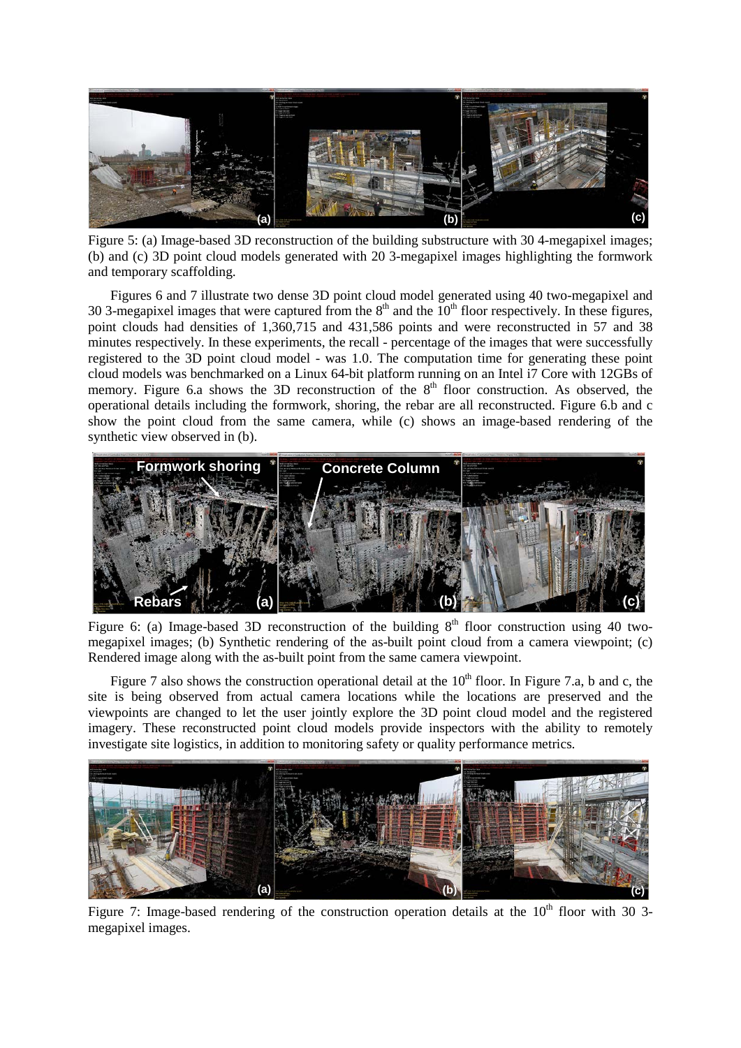Figure 5: (a) Image-based 3D reconstruction of the building substructure with 30 4-megapixel images; (b) and (c) 3D point cloud models generated with 20 3-megapixel images highlighting the formwork and temporary scaffolding.

Figures 6 and 7 illustrate two dense 3D point cloud model generated using 40 two-megapixel and 30 3-megapixel images that were captured from the 8th and the 10th floor respectively. In these figures, point clouds had densities of 1,360,715 and 431,586 points and were reconstructed in 57 and 38 minutes respectively. In these experiments, the recall - percentage of the images that were successfully registered to the 3D point cloud model - was 1.0. The computation time for generating these point cloud models was benchmarked on a Linux 64-bit platform running on an Intel i7 Core with 12GBs of memory. Figure 6.a shows the 3D reconstruction of the 8th floor construction. As observed, the operational details including the formwork, shoring, the rebar are all reconstructed. Figure 6.b and c show the point cloud from the same camera, while (c) shows an image-based rendering of the synthetic view observed in (b).

Figure 6: (a) Image-based 3D reconstruction of the building 8th floor construction using 40 two-megapixel images; (b) Synthetic rendering of the as-built point cloud from a camera viewpoint; (c) Rendered image along with the as-built point from the same camera viewpoint.

Figure 7 also shows the construction operational detail at the 10th floor. In Figure 7.a, b and c, the site is being observed from actual camera locations while the locations are preserved and the viewpoints are changed to let the user jointly explore the 3D point cloud model and the registered imagery. These reconstructed point cloud models provide inspectors with the ability to remotely investigate site logistics, in addition to monitoring safety or quality performance metrics.

Figure 7: Image-based rendering of the construction operation details at the 10th floor with 30 3-megapixel images.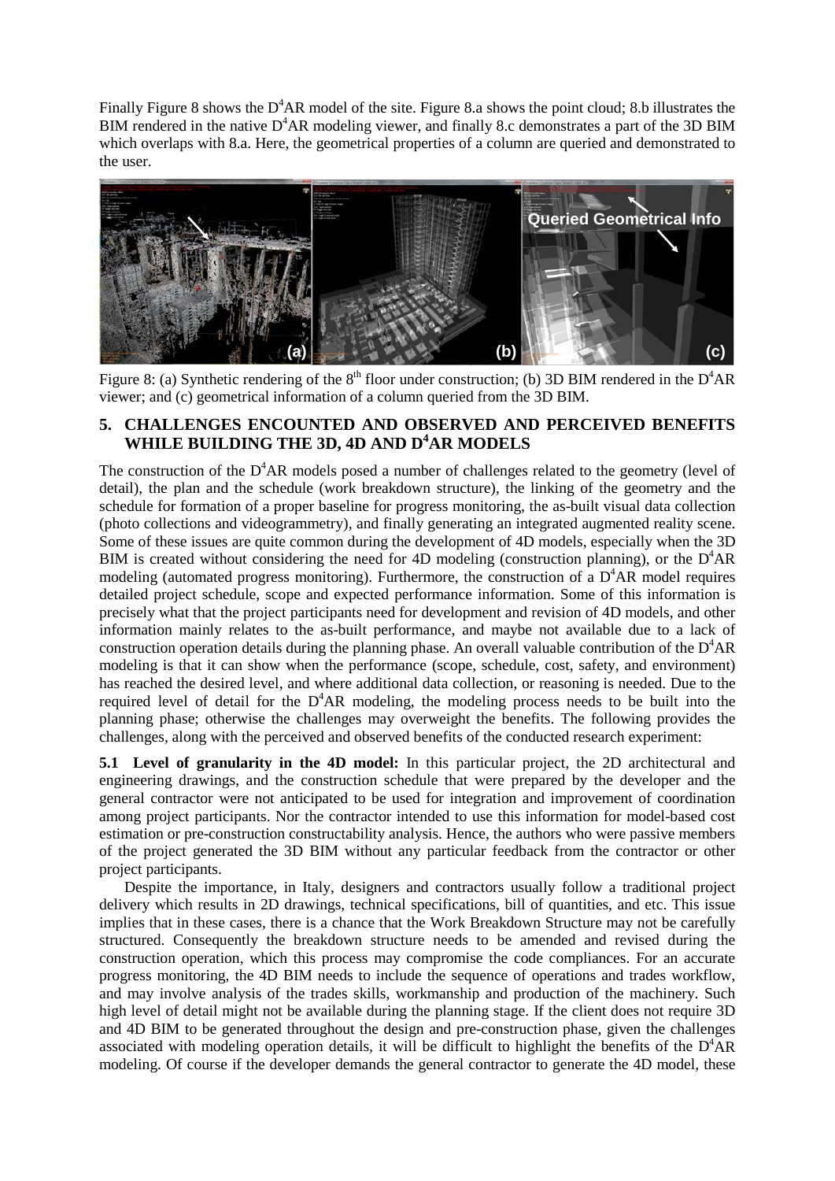Finally Figure 8 shows the D[4]AR model of the site. Figure 8.a shows the point cloud; 8.b illustrates the BIM rendered in the native D[4]AR modeling viewer, and finally 8.c demonstrates a part of the 3D BIM which overlaps with 8.a. Here, the geometrical properties of a column are queried and demonstrated to the user.

Figure 8: (a) Synthetic rendering of the 8[th] floor under construction; (b) 3D BIM rendered in the D[4]AR viewer; and (c) geometrical information of a column queried from the 3D BIM.

## 5. CHALLENGES ENCOUNTED AND OBSERVED AND PERCEIVED BENEFITS WHILE BUILDING THE 3D, 4D AND D[4]AR MODELS

The construction of the D[4]AR models posed a number of challenges related to the geometry (level of detail), the plan and the schedule (work breakdown structure), the linking of the geometry and the schedule for formation of a proper baseline for progress monitoring, the as-built visual data collection (photo collections and videogrammetry), and finally generating an integrated augmented reality scene. Some of these issues are quite common during the development of 4D models, especially when the 3D BIM is created without considering the need for 4D modeling (construction planning), or the D[4]AR modeling (automated progress monitoring). Furthermore, the construction of a D[4]AR model requires detailed project schedule, scope and expected performance information. Some of this information is precisely what that the project participants need for development and revision of 4D models, and other information mainly relates to the as-built performance, and maybe not available due to a lack of construction operation details during the planning phase. An overall valuable contribution of the D[4]AR modeling is that it can show when the performance (scope, schedule, cost, safety, and environment) has reached the desired level, and where additional data collection, or reasoning is needed. Due to the required level of detail for the D[4]AR modeling, the modeling process needs to be built into the planning phase; otherwise the challenges may overweight the benefits. The following provides the challenges, along with the perceived and observed benefits of the conducted research experiment:

**5.1 Level of granularity in the 4D model:** In this particular project, the 2D architectural and engineering drawings, and the construction schedule that were prepared by the developer and the general contractor were not anticipated to be used for integration and improvement of coordination among project participants. Nor the contractor intended to use this information for model-based cost estimation or pre-construction constructability analysis. Hence, the authors who were passive members of the project generated the 3D BIM without any particular feedback from the contractor or other project participants.

Despite the importance, in Italy, designers and contractors usually follow a traditional project delivery which results in 2D drawings, technical specifications, bill of quantities, and etc. This issue implies that in these cases, there is a chance that the Work Breakdown Structure may not be carefully structured. Consequently the breakdown structure needs to be amended and revised during the construction operation, which this process may compromise the code compliances. For an accurate progress monitoring, the 4D BIM needs to include the sequence of operations and trades workflow, and may involve analysis of the trades skills, workmanship and production of the machinery. Such high level of detail might not be available during the planning stage. If the client does not require 3D and 4D BIM to be generated throughout the design and pre-construction phase, given the challenges associated with modeling operation details, it will be difficult to highlight the benefits of the D[4]AR modeling. Of course if the developer demands the general contractor to generate the 4D model, these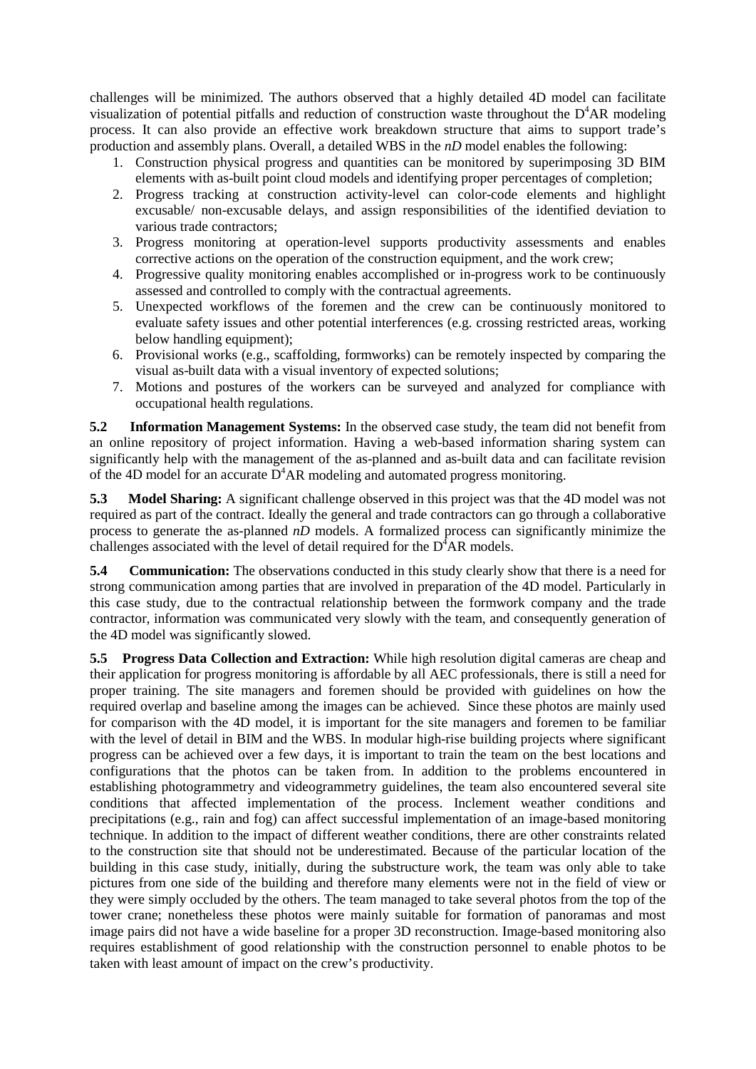challenges will be minimized. The authors observed that a highly detailed 4D model can facilitate visualization of potential pitfalls and reduction of construction waste throughout the $D^4AR$ modeling process. It can also provide an effective work breakdown structure that aims to support trade's production and assembly plans. Overall, a detailed WBS in the *nD* model enables the following:

1. Construction physical progress and quantities can be monitored by superimposing 3D BIM elements with as-built point cloud models and identifying proper percentages of completion;
2. Progress tracking at construction activity-level can color-code elements and highlight excusable/ non-excusable delays, and assign responsibilities of the identified deviation to various trade contractors;
3. Progress monitoring at operation-level supports productivity assessments and enables corrective actions on the operation of the construction equipment, and the work crew;
4. Progressive quality monitoring enables accomplished or in-progress work to be continuously assessed and controlled to comply with the contractual agreements.
5. Unexpected workflows of the foremen and the crew can be continuously monitored to evaluate safety issues and other potential interferences (e.g. crossing restricted areas, working below handling equipment);
6. Provisional works (e.g., scaffolding, formworks) can be remotely inspected by comparing the visual as-built data with a visual inventory of expected solutions;
7. Motions and postures of the workers can be surveyed and analyzed for compliance with occupational health regulations.

**5.2 Information Management Systems:** In the observed case study, the team did not benefit from an online repository of project information. Having a web-based information sharing system can significantly help with the management of the as-planned and as-built data and can facilitate revision of the 4D model for an accurate $D^4AR$ modeling and automated progress monitoring.

**5.3 Model Sharing:** A significant challenge observed in this project was that the 4D model was not required as part of the contract. Ideally the general and trade contractors can go through a collaborative process to generate the as-planned *nD* models. A formalized process can significantly minimize the challenges associated with the level of detail required for the $D^4AR$ models.

**5.4 Communication:** The observations conducted in this study clearly show that there is a need for strong communication among parties that are involved in preparation of the 4D model. Particularly in this case study, due to the contractual relationship between the formwork company and the trade contractor, information was communicated very slowly with the team, and consequently generation of the 4D model was significantly slowed.

**5.5 Progress Data Collection and Extraction:** While high resolution digital cameras are cheap and their application for progress monitoring is affordable by all AEC professionals, there is still a need for proper training. The site managers and foremen should be provided with guidelines on how the required overlap and baseline among the images can be achieved. Since these photos are mainly used for comparison with the 4D model, it is important for the site managers and foremen to be familiar with the level of detail in BIM and the WBS. In modular high-rise building projects where significant progress can be achieved over a few days, it is important to train the team on the best locations and configurations that the photos can be taken from. In addition to the problems encountered in establishing photogrammetry and videogrammetry guidelines, the team also encountered several site conditions that affected implementation of the process. Inclement weather conditions and precipitations (e.g., rain and fog) can affect successful implementation of an image-based monitoring technique. In addition to the impact of different weather conditions, there are other constraints related to the construction site that should not be underestimated. Because of the particular location of the building in this case study, initially, during the substructure work, the team was only able to take pictures from one side of the building and therefore many elements were not in the field of view or they were simply occluded by the others. The team managed to take several photos from the top of the tower crane; nonetheless these photos were mainly suitable for formation of panoramas and most image pairs did not have a wide baseline for a proper 3D reconstruction. Image-based monitoring also requires establishment of good relationship with the construction personnel to enable photos to be taken with least amount of impact on the crew's productivity.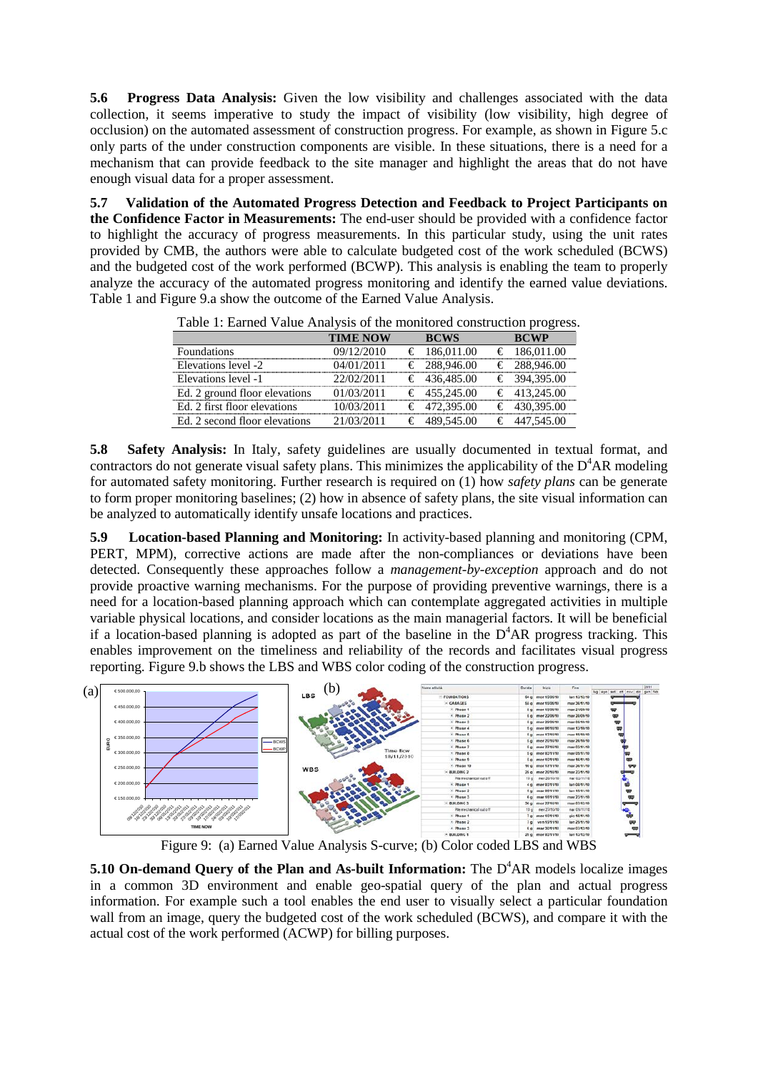**5.6 Progress Data Analysis:** Given the low visibility and challenges associated with the data collection, it seems imperative to study the impact of visibility (low visibility, high degree of occlusion) on the automated assessment of construction progress. For example, as shown in Figure 5.c only parts of the under construction components are visible. In these situations, there is a need for a mechanism that can provide feedback to the site manager and highlight the areas that do not have enough visual data for a proper assessment.

**5.7 Validation of the Automated Progress Detection and Feedback to Project Participants on the Confidence Factor in Measurements:** The end-user should be provided with a confidence factor to highlight the accuracy of progress measurements. In this particular study, using the unit rates provided by CMB, the authors were able to calculate budgeted cost of the work scheduled (BCWS) and the budgeted cost of the work performed (BCWP). This analysis is enabling the team to properly analyze the accuracy of the automated progress monitoring and identify the earned value deviations. Table 1 and Figure 9.a show the outcome of the Earned Value Analysis.

Table 1: Earned Value Analysis of the monitored construction progress.

| | TIME NOW | BCWS | BCWP |
|---|---|---|---|
| Foundations | 09/12/2010 | € 186,011.00 | € 186,011.00 |
| Elevations level -2 | 04/01/2011 | € 288,946.00 | € 288,946.00 |
| Elevations level -1 | 22/02/2011 | € 436,485.00 | € 394,395.00 |
| Ed. 2 ground floor elevations | 01/03/2011 | € 455,245.00 | € 413,245.00 |
| Ed. 2 first floor elevations | 10/03/2011 | € 472,395.00 | € 430,395.00 |
| Ed. 2 second floor elevations | 21/03/2011 | € 489,545.00 | € 447,545.00 |

**5.8 Safety Analysis:** In Italy, safety guidelines are usually documented in textual format, and contractors do not generate visual safety plans. This minimizes the applicability of the $D^4AR$ modeling for automated safety monitoring. Further research is required on (1) how *safety plans* can be generate to form proper monitoring baselines; (2) how in absence of safety plans, the site visual information can be analyzed to automatically identify unsafe locations and practices.

**5.9 Location-based Planning and Monitoring:** In activity-based planning and monitoring (CPM, PERT, MPM), corrective actions are made after the non-compliances or deviations have been detected. Consequently these approaches follow a *management-by-exception* approach and do not provide proactive warning mechanisms. For the purpose of providing preventive warnings, there is a need for a location-based planning approach which can contemplate aggregated activities in multiple variable physical locations, and consider locations as the main managerial factors. It will be beneficial if a location-based planning is adopted as part of the baseline in the $D^4AR$ progress tracking. This enables improvement on the timeliness and reliability of the records and facilitates visual progress reporting. Figure 9.b shows the LBS and WBS color coding of the construction progress.

Figure 9: (a) Earned Value Analysis S-curve; (b) Color coded LBS and WBS

**5.10 On-demand Query of the Plan and As-built Information:** The $D^4AR$ models localize images in a common 3D environment and enable geo-spatial query of the plan and actual progress information. For example such a tool enables the end user to visually select a particular foundation wall from an image, query the budgeted cost of the work scheduled (BCWS), and compare it with the actual cost of the work performed (ACWP) for billing purposes.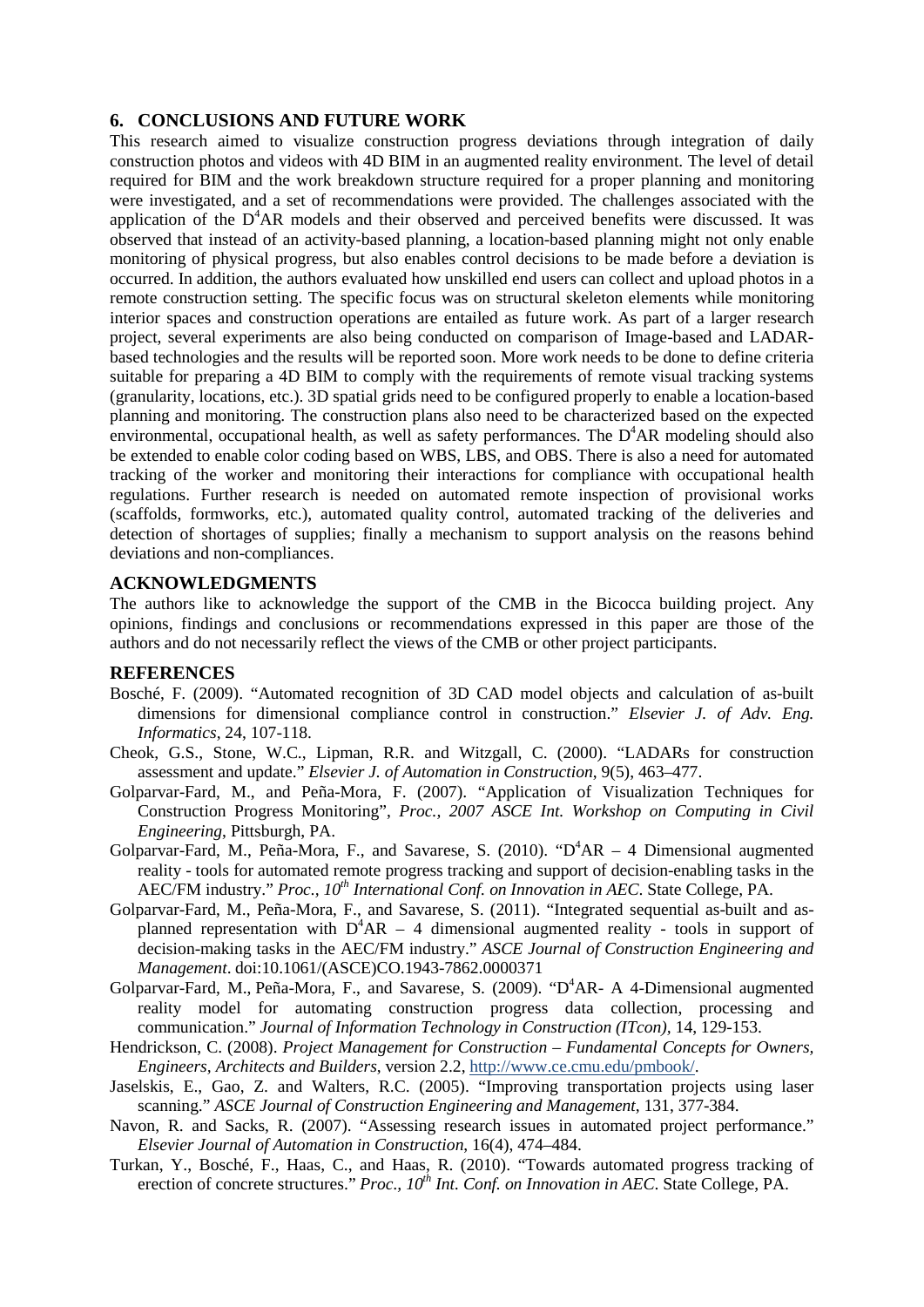## 6. CONCLUSIONS AND FUTURE WORK

This research aimed to visualize construction progress deviations through integration of daily construction photos and videos with 4D BIM in an augmented reality environment. The level of detail required for BIM and the work breakdown structure required for a proper planning and monitoring were investigated, and a set of recommendations were provided. The challenges associated with the application of the $D^4AR$ models and their observed and perceived benefits were discussed. It was observed that instead of an activity-based planning, a location-based planning might not only enable monitoring of physical progress, but also enables control decisions to be made before a deviation is occurred. In addition, the authors evaluated how unskilled end users can collect and upload photos in a remote construction setting. The specific focus was on structural skeleton elements while monitoring interior spaces and construction operations are entailed as future work. As part of a larger research project, several experiments are also being conducted on comparison of Image-based and LADAR-based technologies and the results will be reported soon. More work needs to be done to define criteria suitable for preparing a 4D BIM to comply with the requirements of remote visual tracking systems (granularity, locations, etc.). 3D spatial grids need to be configured properly to enable a location-based planning and monitoring. The construction plans also need to be characterized based on the expected environmental, occupational health, as well as safety performances. The $D^4AR$ modeling should also be extended to enable color coding based on WBS, LBS, and OBS. There is also a need for automated tracking of the worker and monitoring their interactions for compliance with occupational health regulations. Further research is needed on automated remote inspection of provisional works (scaffolds, formworks, etc.), automated quality control, automated tracking of the deliveries and detection of shortages of supplies; finally a mechanism to support analysis on the reasons behind deviations and non-compliances.

## ACKNOWLEDGMENTS

The authors like to acknowledge the support of the CMB in the Bicocca building project. Any opinions, findings and conclusions or recommendations expressed in this paper are those of the authors and do not necessarily reflect the views of the CMB or other project participants.

## REFERENCES

Bosché, F. (2009). "Automated recognition of 3D CAD model objects and calculation of as-built dimensions for dimensional compliance control in construction." *Elsevier J. of Adv. Eng. Informatics*, 24, 107-118.

Cheok, G.S., Stone, W.C., Lipman, R.R. and Witzgall, C. (2000). "LADARs for construction assessment and update." *Elsevier J. of Automation in Construction*, 9(5), 463–477.

Golparvar-Fard, M., and Peña-Mora, F. (2007). "Application of Visualization Techniques for Construction Progress Monitoring", *Proc., 2007 ASCE Int. Workshop on Computing in Civil Engineering*, Pittsburgh, PA.

Golparvar-Fard, M., Peña-Mora, F., and Savarese, S. (2010). "$D^4AR$ – 4 Dimensional augmented reality - tools for automated remote progress tracking and support of decision-enabling tasks in the AEC/FM industry." *Proc., 10th International Conf. on Innovation in AEC*. State College, PA.

Golparvar-Fard, M., Peña-Mora, F., and Savarese, S. (2011). "Integrated sequential as-built and as-planned representation with $D^4AR$ – 4 dimensional augmented reality - tools in support of decision-making tasks in the AEC/FM industry." *ASCE Journal of Construction Engineering and Management*. doi:10.1061/(ASCE)CO.1943-7862.0000371

Golparvar-Fard, M., Peña-Mora, F., and Savarese, S. (2009). "$D^4AR$- A 4-Dimensional augmented reality model for automating construction progress data collection, processing and communication." *Journal of Information Technology in Construction (ITcon)*, 14, 129-153.

Hendrickson, C. (2008). *Project Management for Construction – Fundamental Concepts for Owners, Engineers, Architects and Builders*, version 2.2, http://www.ce.cmu.edu/pmbook/.

Jaselskis, E., Gao, Z. and Walters, R.C. (2005). "Improving transportation projects using laser scanning." *ASCE Journal of Construction Engineering and Management*, 131, 377-384.

Navon, R. and Sacks, R. (2007). "Assessing research issues in automated project performance." *Elsevier Journal of Automation in Construction*, 16(4), 474–484.

Turkan, Y., Bosché, F., Haas, C., and Haas, R. (2010). "Towards automated progress tracking of erection of concrete structures." *Proc., 10th Int. Conf. on Innovation in AEC*. State College, PA.